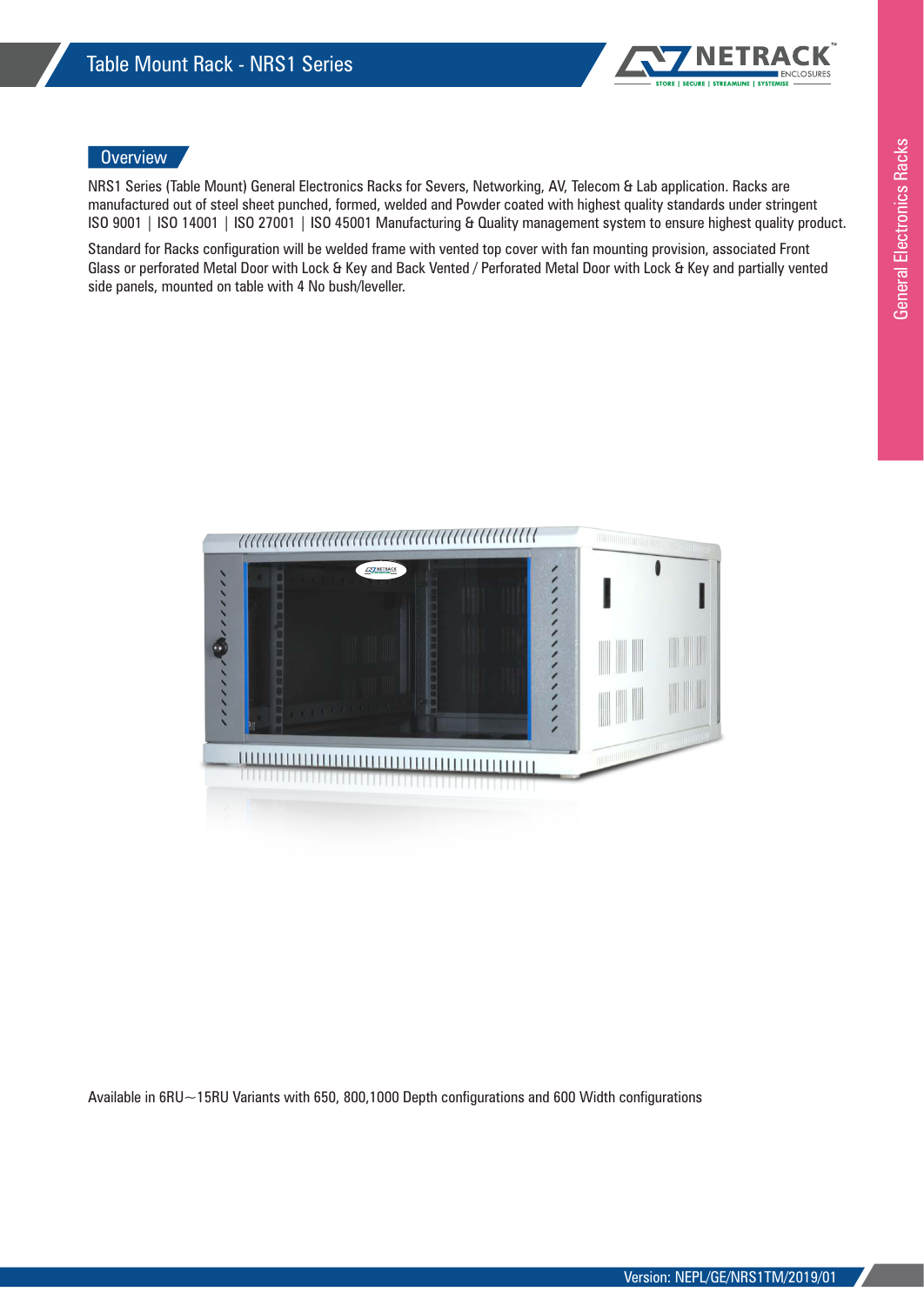# Table Mount Rack - NRS1 Series

## Overview

NRS1 Series (Table Mount) General Electronics Racks for Severs, Networking, AV, Telecom & Lab application. Racks are manufactured out of steel sheet punched, formed, welded and Powder coated with highest quality standards under stringent ISO 9001 | ISO 14001 | ISO 27001 | ISO 45001 Manufacturing & Quality management system to ensure highest quality product.

Standard for Racks configuration will be welded frame with vented top cover with fan mounting provision, associated Front Glass or perforated Metal Door with Lock & Key and Back Vented / Perforated Metal Door with Lock & Key and partially vented side panels, mounted on table with 4 No bush/leveller.

Available in 6RU~15RU Variants with 650, 800,1000 Depth configurations and 600 Width configurations

Version: NEPL/GE/NRS1TM/2019/01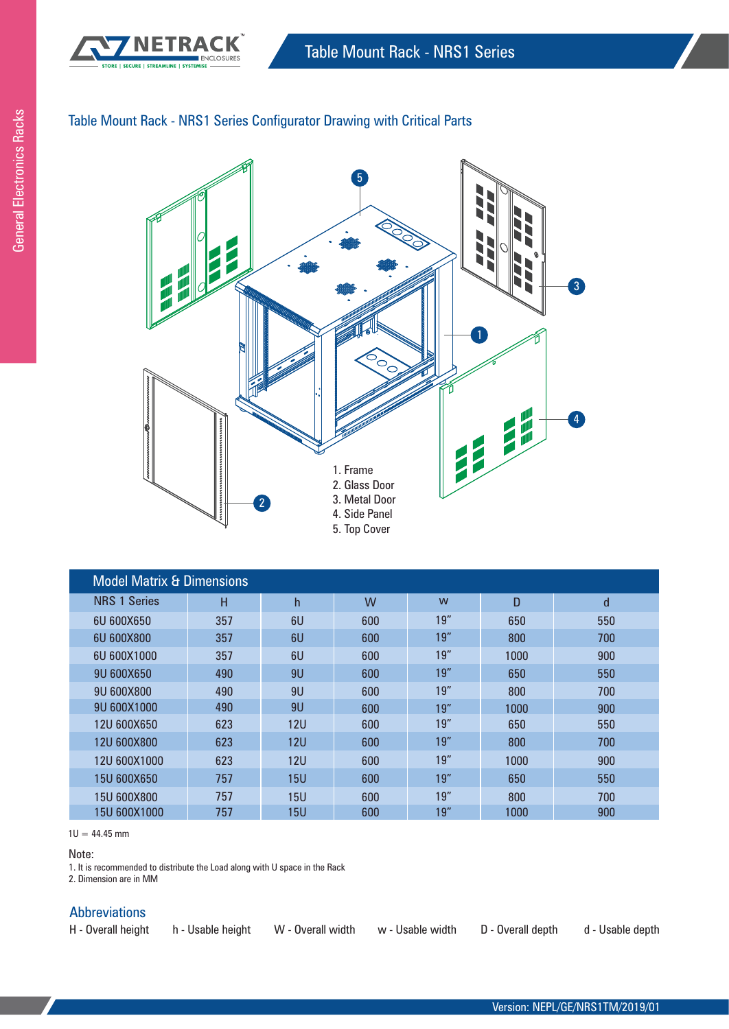# Table Mount Rack - NRS1 Series

## Table Mount Rack - NRS1 Series Configurator Drawing with Critical Parts

1. Frame
2. Glass Door
3. Metal Door
4. Side Panel
5. Top Cover

## Model Matrix & Dimensions

| NRS 1 Series | H | h | W | w | D | d |
|---|---|---|---|---|---|---|
| 6U 600X650 | 357 | 6U | 600 | 19" | 650 | 550 |
| 6U 600X800 | 357 | 6U | 600 | 19" | 800 | 700 |
| 6U 600X1000 | 357 | 6U | 600 | 19" | 1000 | 900 |
| 9U 600X650 | 490 | 9U | 600 | 19" | 650 | 550 |
| 9U 600X800 | 490 | 9U | 600 | 19" | 800 | 700 |
| 9U 600X1000 | 490 | 9U | 600 | 19" | 1000 | 900 |
| 12U 600X650 | 623 | 12U | 600 | 19" | 650 | 550 |
| 12U 600X800 | 623 | 12U | 600 | 19" | 800 | 700 |
| 12U 600X1000 | 623 | 12U | 600 | 19" | 1000 | 900 |
| 15U 600X650 | 757 | 15U | 600 | 19" | 650 | 550 |
| 15U 600X800 | 757 | 15U | 600 | 19" | 800 | 700 |
| 15U 600X1000 | 757 | 15U | 600 | 19" | 1000 | 900 |

1U = 44.45 mm

Note:
1. It is recommended to distribute the Load along with U space in the Rack
2. Dimension are in MM

## Abbreviations

H - Overall height h - Usable height W - Overall width w - Usable width D - Overall depth d - Usable depth

Version: NEPL/GE/NRS1TM/2019/01